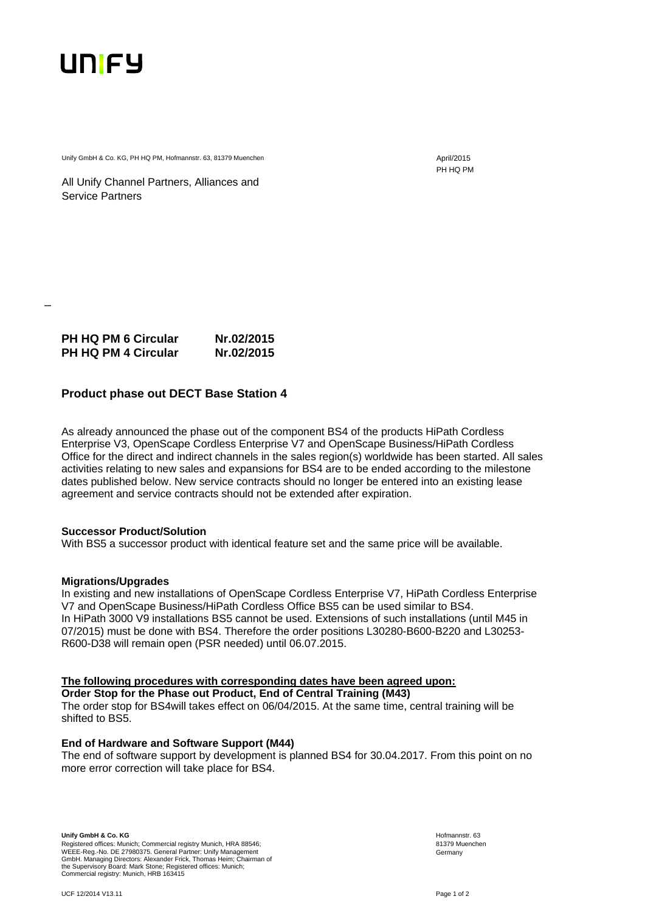UNIFY

Unify GmbH & Co. KG, PH HQ PM, Hofmannstr. 63, 81379 Muenchen

April/2015
PH HQ PM

All Unify Channel Partners, Alliances and Service Partners

**PH HQ PM 6 Circular Nr.02/2015**
**PH HQ PM 4 Circular Nr.02/2015**

## Product phase out DECT Base Station 4

As already announced the phase out of the component BS4 of the products HiPath Cordless Enterprise V3, OpenScape Cordless Enterprise V7 and OpenScape Business/HiPath Cordless Office for the direct and indirect channels in the sales region(s) worldwide has been started. All sales activities relating to new sales and expansions for BS4 are to be ended according to the milestone dates published below. New service contracts should no longer be entered into an existing lease agreement and service contracts should not be extended after expiration.

**Successor Product/Solution**
With BS5 a successor product with identical feature set and the same price will be available.

**Migrations/Upgrades**
In existing and new installations of OpenScape Cordless Enterprise V7, HiPath Cordless Enterprise V7 and OpenScape Business/HiPath Cordless Office BS5 can be used similar to BS4.
In HiPath 3000 V9 installations BS5 cannot be used. Extensions of such installations (until M45 in 07/2015) must be done with BS4. Therefore the order positions L30280-B600-B220 and L30253-R600-D38 will remain open (PSR needed) until 06.07.2015.

**<u>The following procedures with corresponding dates have been agreed upon:</u>**
**Order Stop for the Phase out Product, End of Central Training (M43)**
The order stop for BS4will takes effect on 06/04/2015. At the same time, central training will be shifted to BS5.

**End of Hardware and Software Support (M44)**
The end of software support by development is planned BS4 for 30.04.2017. From this point on no more error correction will take place for BS4.

**Unify GmbH & Co. KG**
Registered offices: Munich; Commercial registry Munich, HRA 88546; WEEE-Reg.-No. DE 27980375. General Partner: Unify Management GmbH. Managing Directors: Alexander Frick, Thomas Heim; Chairman of the Supervisory Board: Mark Stone; Registered offices: Munich; Commercial registry: Munich, HRB 163415

Hofmannstr. 63
81379 Muenchen
Germany

UCF 12/2014 V13.11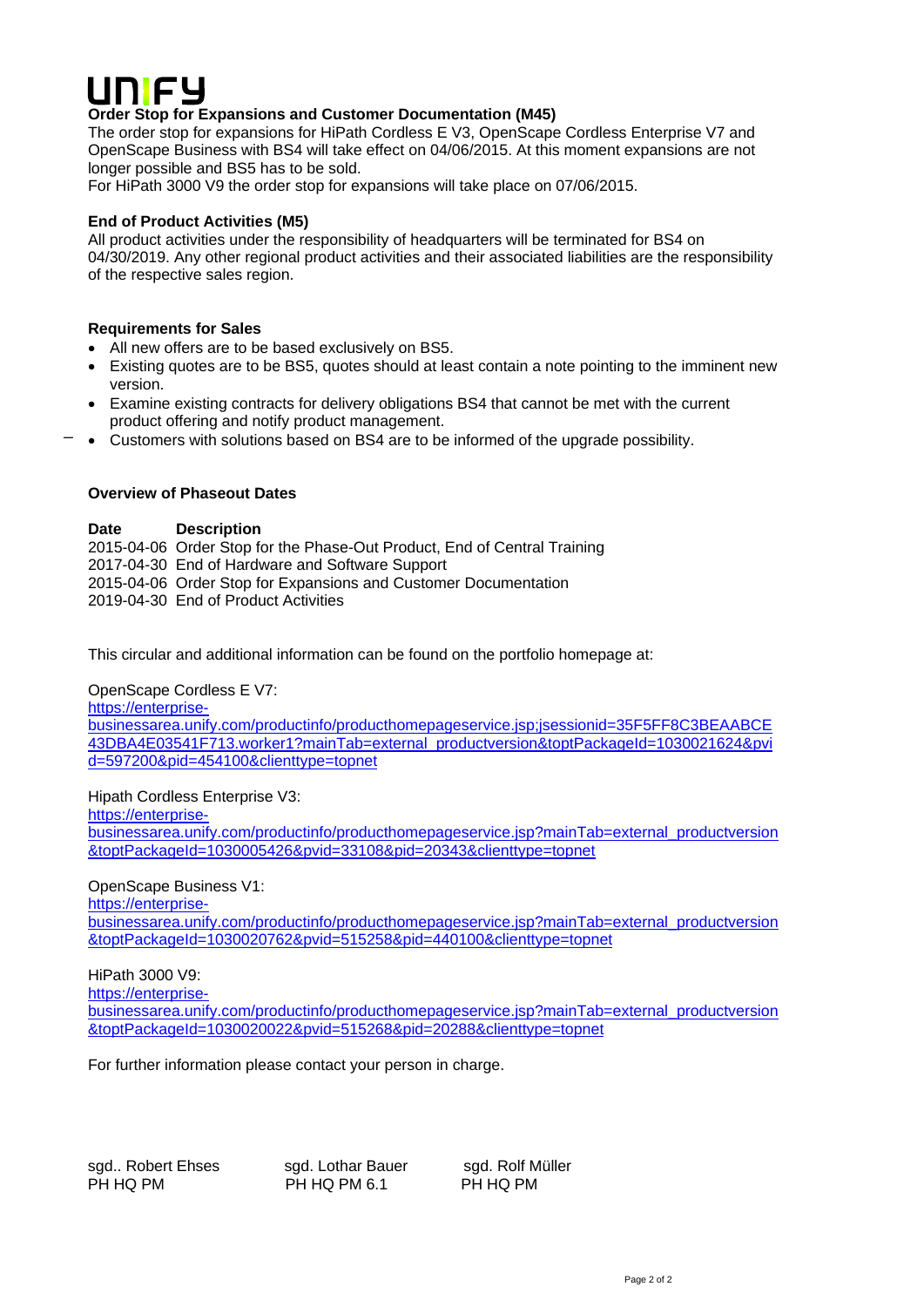**Order Stop for Expansions and Customer Documentation (M45)**

The order stop for expansions for HiPath Cordless E V3, OpenScape Cordless Enterprise V7 and OpenScape Business with BS4 will take effect on 04/06/2015. At this moment expansions are not longer possible and BS5 has to be sold.
For HiPath 3000 V9 the order stop for expansions will take place on 07/06/2015.

**End of Product Activities (M5)**

All product activities under the responsibility of headquarters will be terminated for BS4 on 04/30/2019. Any other regional product activities and their associated liabilities are the responsibility of the respective sales region.

**Requirements for Sales**

- All new offers are to be based exclusively on BS5.
- Existing quotes are to be BS5, quotes should at least contain a note pointing to the imminent new version.
- Examine existing contracts for delivery obligations BS4 that cannot be met with the current product offering and notify product management.
- Customers with solutions based on BS4 are to be informed of the upgrade possibility.

**Overview of Phaseout Dates**

| **Date** | **Description** |
|---|---|
| 2015-04-06 | Order Stop for the Phase-Out Product, End of Central Training |
| 2017-04-30 | End of Hardware and Software Support |
| 2015-04-06 | Order Stop for Expansions and Customer Documentation |
| 2019-04-30 | End of Product Activities |

This circular and additional information can be found on the portfolio homepage at:

OpenScape Cordless E V7:
https://enterprise-businessarea.unify.com/productinfo/producthomepageservice.jsp;jsessionid=35F5FF8C3BEAABCE43DBA4E03541F713.worker1?mainTab=external_productversion&toptPackageId=1030021624&pvid=597200&pid=454100&clienttype=topnet

Hipath Cordless Enterprise V3:
https://enterprise-businessarea.unify.com/productinfo/producthomepageservice.jsp?mainTab=external_productversion&toptPackageId=1030005426&pvid=33108&pid=20343&clienttype=topnet

OpenScape Business V1:
https://enterprise-businessarea.unify.com/productinfo/producthomepageservice.jsp?mainTab=external_productversion&toptPackageId=1030020762&pvid=515258&pid=440100&clienttype=topnet

HiPath 3000 V9:
https://enterprise-businessarea.unify.com/productinfo/producthomepageservice.jsp?mainTab=external_productversion&toptPackageId=1030020022&pvid=515268&pid=20288&clienttype=topnet

For further information please contact your person in charge.

| | | |
|---|---|---|
| sgd.. Robert Ehses | sgd. Lothar Bauer | sgd. Rolf Müller |
| PH HQ PM | PH HQ PM 6.1 | PH HQ PM |